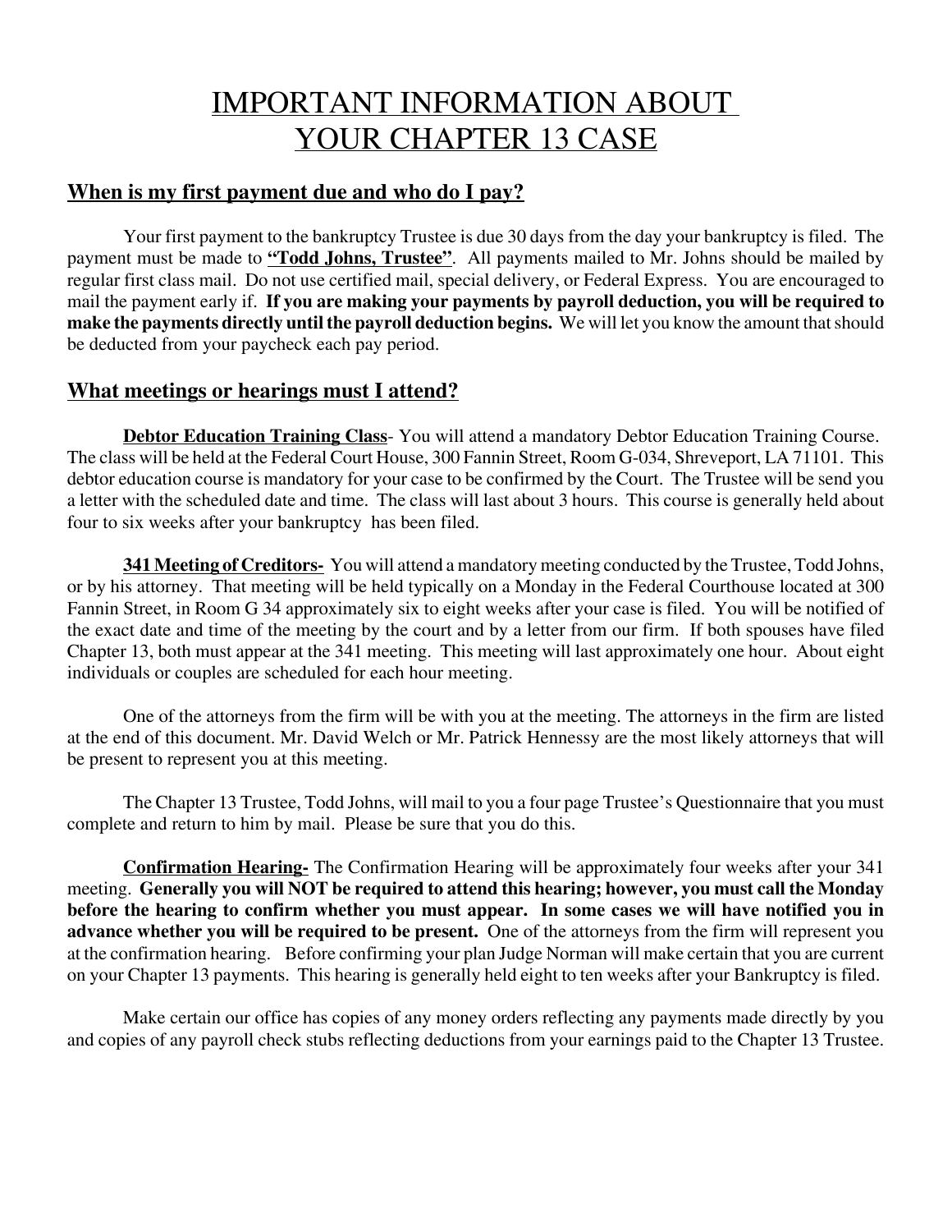# IMPORTANT INFORMATION ABOUT YOUR CHAPTER 13 CASE

## When is my first payment due and who do I pay?

Your first payment to the bankruptcy Trustee is due 30 days from the day your bankruptcy is filed. The payment must be made to **"Todd Johns, Trustee"**. All payments mailed to Mr. Johns should be mailed by regular first class mail. Do not use certified mail, special delivery, or Federal Express. You are encouraged to mail the payment early if. **If you are making your payments by payroll deduction, you will be required to make the payments directly until the payroll deduction begins.** We will let you know the amount that should be deducted from your paycheck each pay period.

## What meetings or hearings must I attend?

**Debtor Education Training Class**- You will attend a mandatory Debtor Education Training Course. The class will be held at the Federal Court House, 300 Fannin Street, Room G-034, Shreveport, LA 71101. This debtor education course is mandatory for your case to be confirmed by the Court. The Trustee will be send you a letter with the scheduled date and time. The class will last about 3 hours. This course is generally held about four to six weeks after your bankruptcy has been filed.

**341 Meeting of Creditors-** You will attend a mandatory meeting conducted by the Trustee, Todd Johns, or by his attorney. That meeting will be held typically on a Monday in the Federal Courthouse located at 300 Fannin Street, in Room G 34 approximately six to eight weeks after your case is filed. You will be notified of the exact date and time of the meeting by the court and by a letter from our firm. If both spouses have filed Chapter 13, both must appear at the 341 meeting. This meeting will last approximately one hour. About eight individuals or couples are scheduled for each hour meeting.

One of the attorneys from the firm will be with you at the meeting. The attorneys in the firm are listed at the end of this document. Mr. David Welch or Mr. Patrick Hennessy are the most likely attorneys that will be present to represent you at this meeting.

The Chapter 13 Trustee, Todd Johns, will mail to you a four page Trustee's Questionnaire that you must complete and return to him by mail. Please be sure that you do this.

**Confirmation Hearing-** The Confirmation Hearing will be approximately four weeks after your 341 meeting. **Generally you will NOT be required to attend this hearing; however, you must call the Monday before the hearing to confirm whether you must appear. In some cases we will have notified you in advance whether you will be required to be present.** One of the attorneys from the firm will represent you at the confirmation hearing. Before confirming your plan Judge Norman will make certain that you are current on your Chapter 13 payments. This hearing is generally held eight to ten weeks after your Bankruptcy is filed.

Make certain our office has copies of any money orders reflecting any payments made directly by you and copies of any payroll check stubs reflecting deductions from your earnings paid to the Chapter 13 Trustee.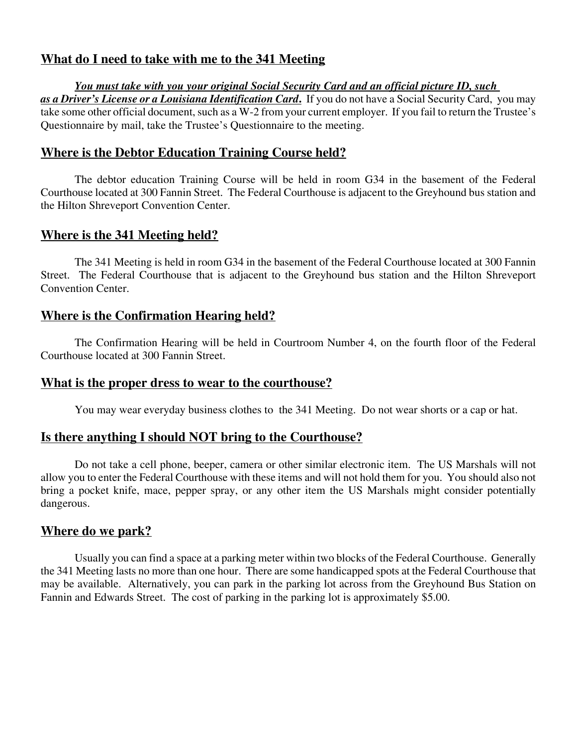## What do I need to take with me to the 341 Meeting

***You must take with you your original Social Security Card and an official picture ID, such as a Driver's License or a Louisiana Identification Card.*** If you do not have a Social Security Card, you may take some other official document, such as a W-2 from your current employer. If you fail to return the Trustee's Questionnaire by mail, take the Trustee's Questionnaire to the meeting.

## Where is the Debtor Education Training Course held?

The debtor education Training Course will be held in room G34 in the basement of the Federal Courthouse located at 300 Fannin Street. The Federal Courthouse is adjacent to the Greyhound bus station and the Hilton Shreveport Convention Center.

## Where is the 341 Meeting held?

The 341 Meeting is held in room G34 in the basement of the Federal Courthouse located at 300 Fannin Street. The Federal Courthouse that is adjacent to the Greyhound bus station and the Hilton Shreveport Convention Center.

## Where is the Confirmation Hearing held?

The Confirmation Hearing will be held in Courtroom Number 4, on the fourth floor of the Federal Courthouse located at 300 Fannin Street.

## What is the proper dress to wear to the courthouse?

You may wear everyday business clothes to the 341 Meeting. Do not wear shorts or a cap or hat.

## Is there anything I should NOT bring to the Courthouse?

Do not take a cell phone, beeper, camera or other similar electronic item. The US Marshals will not allow you to enter the Federal Courthouse with these items and will not hold them for you. You should also not bring a pocket knife, mace, pepper spray, or any other item the US Marshals might consider potentially dangerous.

## Where do we park?

Usually you can find a space at a parking meter within two blocks of the Federal Courthouse. Generally the 341 Meeting lasts no more than one hour. There are some handicapped spots at the Federal Courthouse that may be available. Alternatively, you can park in the parking lot across from the Greyhound Bus Station on Fannin and Edwards Street. The cost of parking in the parking lot is approximately $5.00.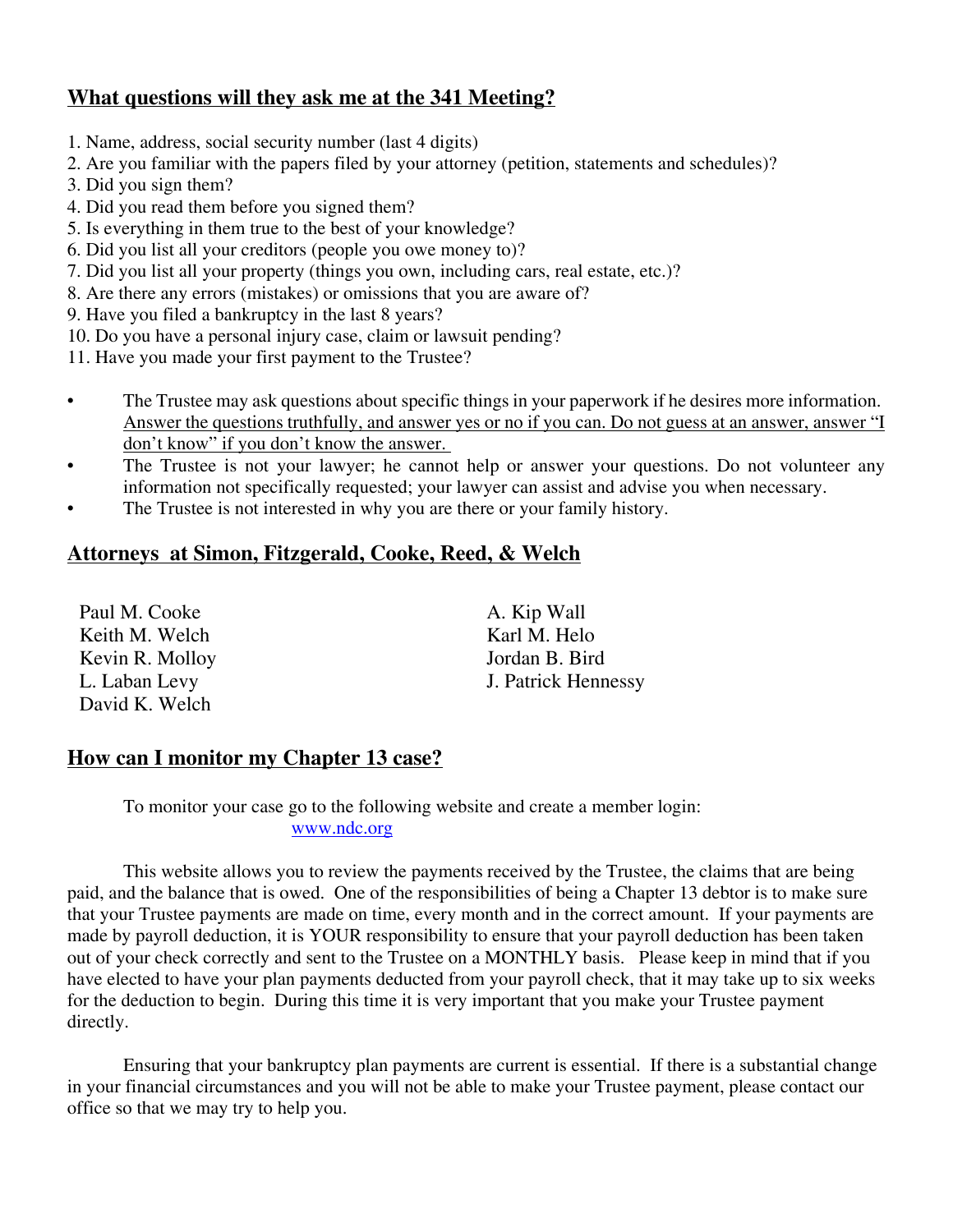## What questions will they ask me at the 341 Meeting?

1. Name, address, social security number (last 4 digits)
2. Are you familiar with the papers filed by your attorney (petition, statements and schedules)?
3. Did you sign them?
4. Did you read them before you signed them?
5. Is everything in them true to the best of your knowledge?
6. Did you list all your creditors (people you owe money to)?
7. Did you list all your property (things you own, including cars, real estate, etc.)?
8. Are there any errors (mistakes) or omissions that you are aware of?
9. Have you filed a bankruptcy in the last 8 years?
10. Do you have a personal injury case, claim or lawsuit pending?
11. Have you made your first payment to the Trustee?

- The Trustee may ask questions about specific things in your paperwork if he desires more information. Answer the questions truthfully, and answer yes or no if you can. Do not guess at an answer, answer "I don't know" if you don't know the answer.
- The Trustee is not your lawyer; he cannot help or answer your questions. Do not volunteer any information not specifically requested; your lawyer can assist and advise you when necessary.
- The Trustee is not interested in why you are there or your family history.

## Attorneys at Simon, Fitzgerald, Cooke, Reed, & Welch

Paul M. Cooke
Keith M. Welch
Kevin R. Molloy
L. Laban Levy
David K. Welch
A. Kip Wall
Karl M. Helo
Jordan B. Bird
J. Patrick Hennessy

## How can I monitor my Chapter 13 case?

To monitor your case go to the following website and create a member login:
www.ndc.org

This website allows you to review the payments received by the Trustee, the claims that are being paid, and the balance that is owed. One of the responsibilities of being a Chapter 13 debtor is to make sure that your Trustee payments are made on time, every month and in the correct amount. If your payments are made by payroll deduction, it is YOUR responsibility to ensure that your payroll deduction has been taken out of your check correctly and sent to the Trustee on a MONTHLY basis. Please keep in mind that if you have elected to have your plan payments deducted from your payroll check, that it may take up to six weeks for the deduction to begin. During this time it is very important that you make your Trustee payment directly.

Ensuring that your bankruptcy plan payments are current is essential. If there is a substantial change in your financial circumstances and you will not be able to make your Trustee payment, please contact our office so that we may try to help you.